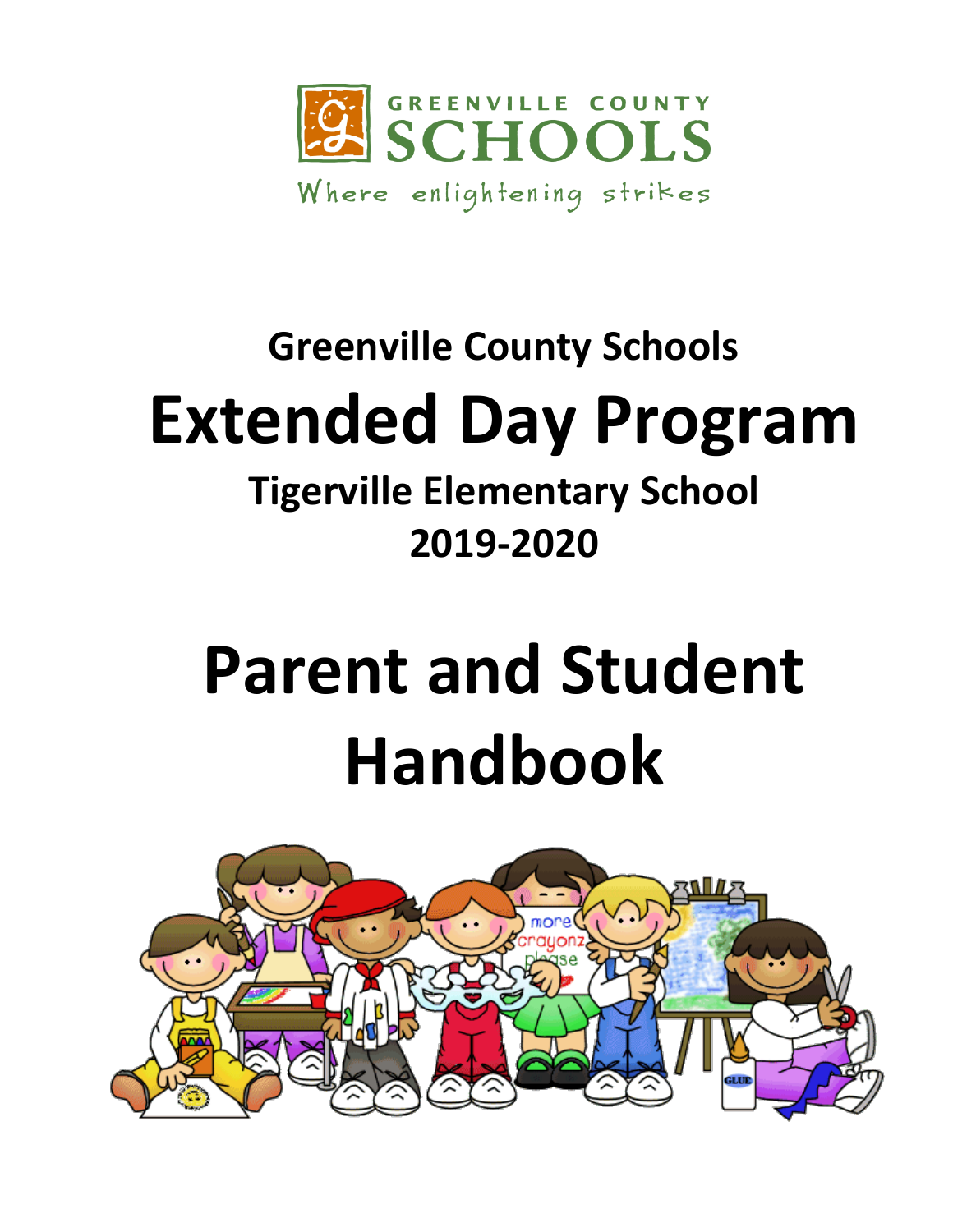GREENVILLE COUNTY SCHOOLS

Where enlightening strikes

## Greenville County Schools

# Extended Day Program

## Tigerville Elementary School

## 2019-2020

# Parent and Student Handbook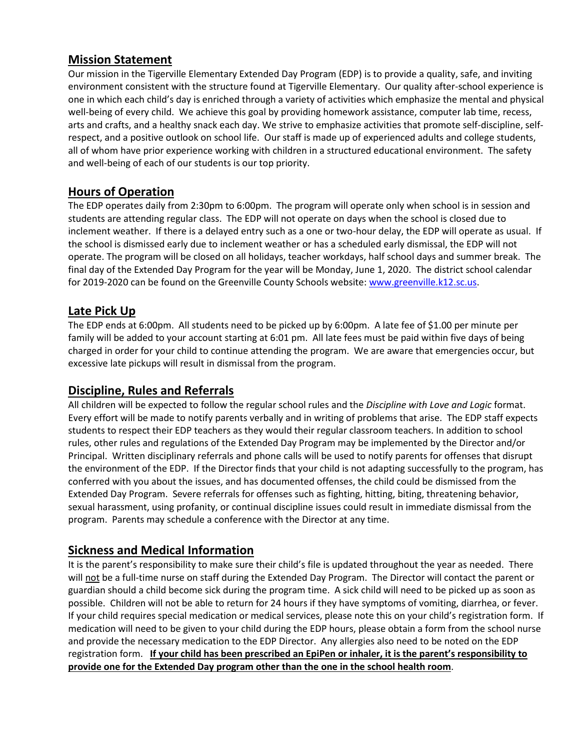## Mission Statement

Our mission in the Tigerville Elementary Extended Day Program (EDP) is to provide a quality, safe, and inviting environment consistent with the structure found at Tigerville Elementary. Our quality after-school experience is one in which each child's day is enriched through a variety of activities which emphasize the mental and physical well-being of every child. We achieve this goal by providing homework assistance, computer lab time, recess, arts and crafts, and a healthy snack each day. We strive to emphasize activities that promote self-discipline, self-respect, and a positive outlook on school life. Our staff is made up of experienced adults and college students, all of whom have prior experience working with children in a structured educational environment. The safety and well-being of each of our students is our top priority.

## Hours of Operation

The EDP operates daily from 2:30pm to 6:00pm. The program will operate only when school is in session and students are attending regular class. The EDP will not operate on days when the school is closed due to inclement weather. If there is a delayed entry such as a one or two-hour delay, the EDP will operate as usual. If the school is dismissed early due to inclement weather or has a scheduled early dismissal, the EDP will not operate. The program will be closed on all holidays, teacher workdays, half school days and summer break. The final day of the Extended Day Program for the year will be Monday, June 1, 2020. The district school calendar for 2019-2020 can be found on the Greenville County Schools website: www.greenville.k12.sc.us.

## Late Pick Up

The EDP ends at 6:00pm. All students need to be picked up by 6:00pm. A late fee of $1.00 per minute per family will be added to your account starting at 6:01 pm. All late fees must be paid within five days of being charged in order for your child to continue attending the program. We are aware that emergencies occur, but excessive late pickups will result in dismissal from the program.

## Discipline, Rules and Referrals

All children will be expected to follow the regular school rules and the *Discipline with Love and Logic* format. Every effort will be made to notify parents verbally and in writing of problems that arise. The EDP staff expects students to respect their EDP teachers as they would their regular classroom teachers. In addition to school rules, other rules and regulations of the Extended Day Program may be implemented by the Director and/or Principal. Written disciplinary referrals and phone calls will be used to notify parents for offenses that disrupt the environment of the EDP. If the Director finds that your child is not adapting successfully to the program, has conferred with you about the issues, and has documented offenses, the child could be dismissed from the Extended Day Program. Severe referrals for offenses such as fighting, hitting, biting, threatening behavior, sexual harassment, using profanity, or continual discipline issues could result in immediate dismissal from the program. Parents may schedule a conference with the Director at any time.

## Sickness and Medical Information

It is the parent's responsibility to make sure their child's file is updated throughout the year as needed. There will not be a full-time nurse on staff during the Extended Day Program. The Director will contact the parent or guardian should a child become sick during the program time. A sick child will need to be picked up as soon as possible. Children will not be able to return for 24 hours if they have symptoms of vomiting, diarrhea, or fever. If your child requires special medication or medical services, please note this on your child's registration form. If medication will need to be given to your child during the EDP hours, please obtain a form from the school nurse and provide the necessary medication to the EDP Director. Any allergies also need to be noted on the EDP registration form. **If your child has been prescribed an EpiPen or inhaler, it is the parent's responsibility to provide one for the Extended Day program other than the one in the school health room**.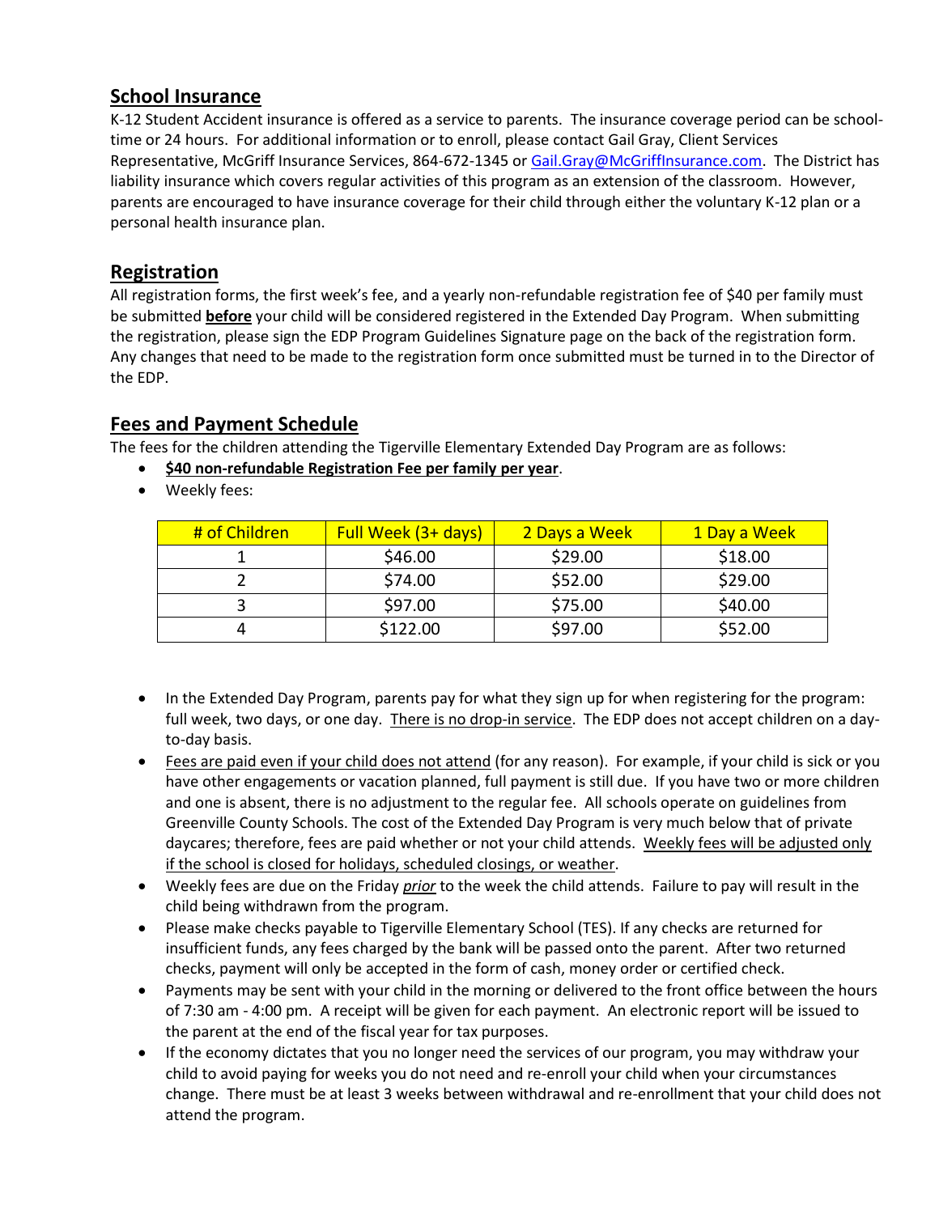## School Insurance

K-12 Student Accident insurance is offered as a service to parents. The insurance coverage period can be school-time or 24 hours. For additional information or to enroll, please contact Gail Gray, Client Services Representative, McGriff Insurance Services, 864-672-1345 or Gail.Gray@McGriffInsurance.com. The District has liability insurance which covers regular activities of this program as an extension of the classroom. However, parents are encouraged to have insurance coverage for their child through either the voluntary K-12 plan or a personal health insurance plan.

## Registration

All registration forms, the first week's fee, and a yearly non-refundable registration fee of $40 per family must be submitted **before** your child will be considered registered in the Extended Day Program. When submitting the registration, please sign the EDP Program Guidelines Signature page on the back of the registration form. Any changes that need to be made to the registration form once submitted must be turned in to the Director of the EDP.

## Fees and Payment Schedule

The fees for the children attending the Tigerville Elementary Extended Day Program are as follows:

- **$40 non-refundable Registration Fee per family per year**.
- Weekly fees:

| # of Children | Full Week (3+ days) | 2 Days a Week | 1 Day a Week |
|---|---|---|---|
| 1 | $46.00 | $29.00 | $18.00 |
| 2 | $74.00 | $52.00 | $29.00 |
| 3 | $97.00 | $75.00 | $40.00 |
| 4 | $122.00 | $97.00 | $52.00 |

- In the Extended Day Program, parents pay for what they sign up for when registering for the program: full week, two days, or one day. There is no drop-in service. The EDP does not accept children on a day-to-day basis.
- Fees are paid even if your child does not attend (for any reason). For example, if your child is sick or you have other engagements or vacation planned, full payment is still due. If you have two or more children and one is absent, there is no adjustment to the regular fee. All schools operate on guidelines from Greenville County Schools. The cost of the Extended Day Program is very much below that of private daycares; therefore, fees are paid whether or not your child attends. Weekly fees will be adjusted only if the school is closed for holidays, scheduled closings, or weather.
- Weekly fees are due on the Friday *prior* to the week the child attends. Failure to pay will result in the child being withdrawn from the program.
- Please make checks payable to Tigerville Elementary School (TES). If any checks are returned for insufficient funds, any fees charged by the bank will be passed onto the parent. After two returned checks, payment will only be accepted in the form of cash, money order or certified check.
- Payments may be sent with your child in the morning or delivered to the front office between the hours of 7:30 am - 4:00 pm. A receipt will be given for each payment. An electronic report will be issued to the parent at the end of the fiscal year for tax purposes.
- If the economy dictates that you no longer need the services of our program, you may withdraw your child to avoid paying for weeks you do not need and re-enroll your child when your circumstances change. There must be at least 3 weeks between withdrawal and re-enrollment that your child does not attend the program.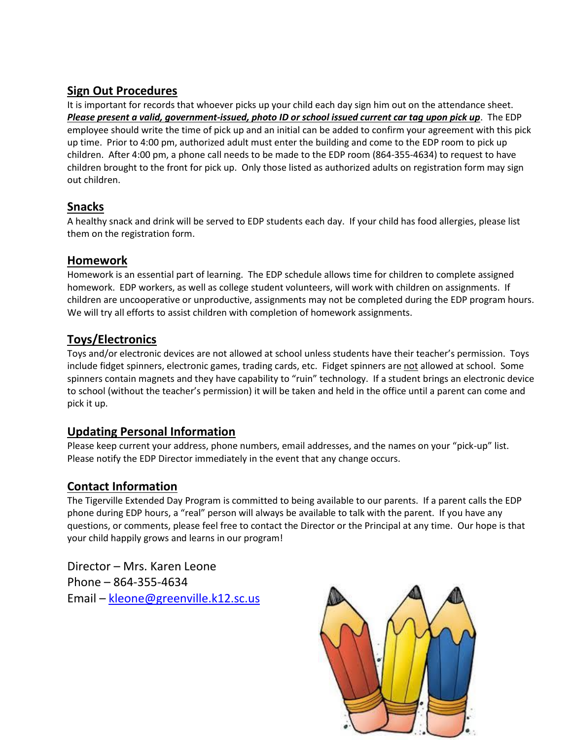## Sign Out Procedures

It is important for records that whoever picks up your child each day sign him out on the attendance sheet. ***Please present a valid, government-issued, photo ID or school issued current car tag upon pick up***. The EDP employee should write the time of pick up and an initial can be added to confirm your agreement with this pick up time. Prior to 4:00 pm, authorized adult must enter the building and come to the EDP room to pick up children. After 4:00 pm, a phone call needs to be made to the EDP room (864-355-4634) to request to have children brought to the front for pick up. Only those listed as authorized adults on registration form may sign out children.

## Snacks

A healthy snack and drink will be served to EDP students each day. If your child has food allergies, please list them on the registration form.

## Homework

Homework is an essential part of learning. The EDP schedule allows time for children to complete assigned homework. EDP workers, as well as college student volunteers, will work with children on assignments. If children are uncooperative or unproductive, assignments may not be completed during the EDP program hours. We will try all efforts to assist children with completion of homework assignments.

## Toys/Electronics

Toys and/or electronic devices are not allowed at school unless students have their teacher's permission. Toys include fidget spinners, electronic games, trading cards, etc. Fidget spinners are not allowed at school. Some spinners contain magnets and they have capability to "ruin" technology. If a student brings an electronic device to school (without the teacher's permission) it will be taken and held in the office until a parent can come and pick it up.

## Updating Personal Information

Please keep current your address, phone numbers, email addresses, and the names on your "pick-up" list. Please notify the EDP Director immediately in the event that any change occurs.

## Contact Information

The Tigerville Extended Day Program is committed to being available to our parents. If a parent calls the EDP phone during EDP hours, a "real" person will always be available to talk with the parent. If you have any questions, or comments, please feel free to contact the Director or the Principal at any time. Our hope is that your child happily grows and learns in our program!

Director – Mrs. Karen Leone
Phone – 864-355-4634
Email – kleone@greenville.k12.sc.us